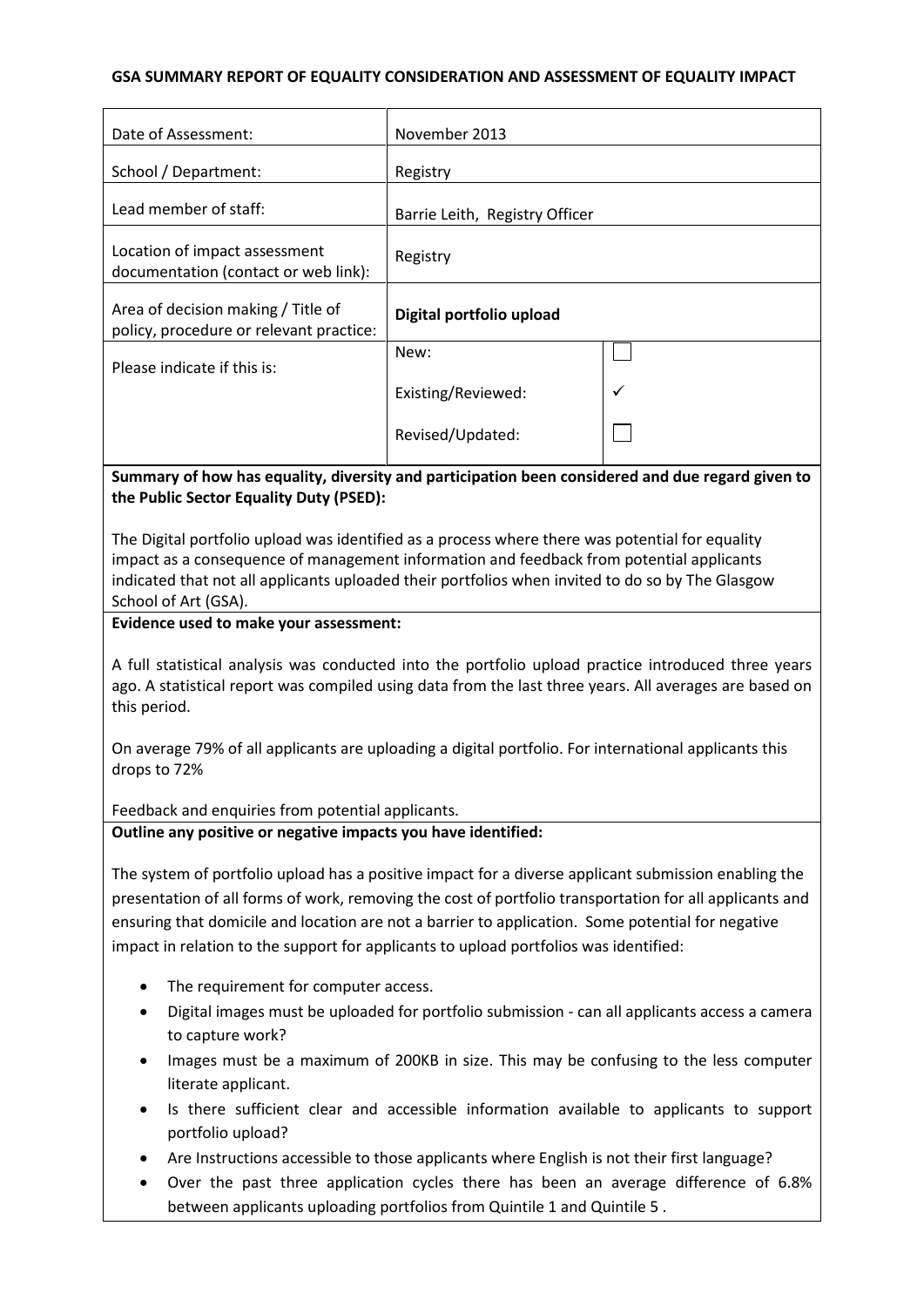**GSA SUMMARY REPORT OF EQUALITY CONSIDERATION AND ASSESSMENT OF EQUALITY IMPACT**

| | | |
|---|---|---|
| Date of Assessment: | November 2013 | |
| School / Department: | Registry | |
| Lead member of staff: | Barrie Leith, Registry Officer | |
| Location of impact assessment documentation (contact or web link): | Registry | |
| Area of decision making / Title of policy, procedure or relevant practice: | **Digital portfolio upload** | |
| Please indicate if this is: | New: | ☐ |
| | Existing/Reviewed: | ✓ |
| | Revised/Updated: | ☐ |

**Summary of how has equality, diversity and participation been considered and due regard given to the Public Sector Equality Duty (PSED):**

The Digital portfolio upload was identified as a process where there was potential for equality impact as a consequence of management information and feedback from potential applicants indicated that not all applicants uploaded their portfolios when invited to do so by The Glasgow School of Art (GSA).

**Evidence used to make your assessment:**

A full statistical analysis was conducted into the portfolio upload practice introduced three years ago. A statistical report was compiled using data from the last three years. All averages are based on this period.

On average 79% of all applicants are uploading a digital portfolio. For international applicants this drops to 72%

Feedback and enquiries from potential applicants.

**Outline any positive or negative impacts you have identified:**

The system of portfolio upload has a positive impact for a diverse applicant submission enabling the presentation of all forms of work, removing the cost of portfolio transportation for all applicants and ensuring that domicile and location are not a barrier to application. Some potential for negative impact in relation to the support for applicants to upload portfolios was identified:

- The requirement for computer access.
- Digital images must be uploaded for portfolio submission - can all applicants access a camera to capture work?
- Images must be a maximum of 200KB in size. This may be confusing to the less computer literate applicant.
- Is there sufficient clear and accessible information available to applicants to support portfolio upload?
- Are Instructions accessible to those applicants where English is not their first language?
- Over the past three application cycles there has been an average difference of 6.8% between applicants uploading portfolios from Quintile 1 and Quintile 5 .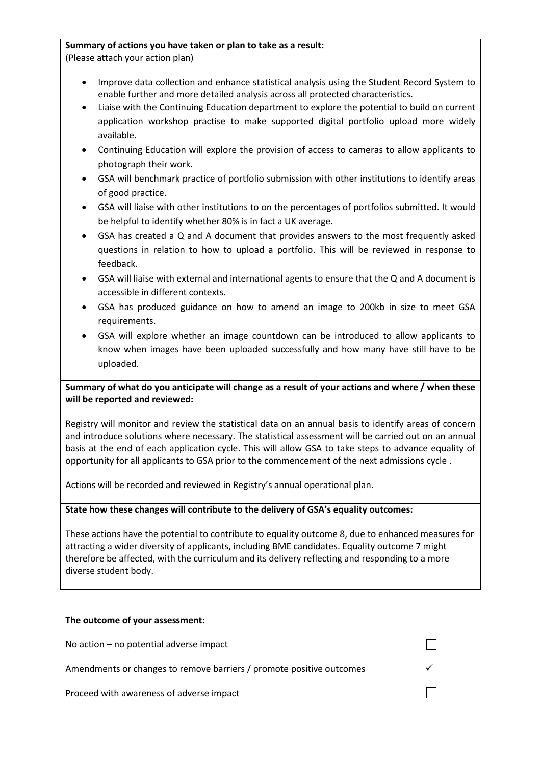**Summary of actions you have taken or plan to take as a result:**
(Please attach your action plan)

- Improve data collection and enhance statistical analysis using the Student Record System to enable further and more detailed analysis across all protected characteristics.
- Liaise with the Continuing Education department to explore the potential to build on current application workshop practise to make supported digital portfolio upload more widely available.
- Continuing Education will explore the provision of access to cameras to allow applicants to photograph their work.
- GSA will benchmark practice of portfolio submission with other institutions to identify areas of good practice.
- GSA will liaise with other institutions to on the percentages of portfolios submitted. It would be helpful to identify whether 80% is in fact a UK average.
- GSA has created a Q and A document that provides answers to the most frequently asked questions in relation to how to upload a portfolio. This will be reviewed in response to feedback.
- GSA will liaise with external and international agents to ensure that the Q and A document is accessible in different contexts.
- GSA has produced guidance on how to amend an image to 200kb in size to meet GSA requirements.
- GSA will explore whether an image countdown can be introduced to allow applicants to know when images have been uploaded successfully and how many have still have to be uploaded.

**Summary of what do you anticipate will change as a result of your actions and where / when these will be reported and reviewed:**

Registry will monitor and review the statistical data on an annual basis to identify areas of concern and introduce solutions where necessary. The statistical assessment will be carried out on an annual basis at the end of each application cycle. This will allow GSA to take steps to advance equality of opportunity for all applicants to GSA prior to the commencement of the next admissions cycle .

Actions will be recorded and reviewed in Registry's annual operational plan.

**State how these changes will contribute to the delivery of GSA's equality outcomes:**

These actions have the potential to contribute to equality outcome 8, due to enhanced measures for attracting a wider diversity of applicants, including BME candidates. Equality outcome 7 might therefore be affected, with the curriculum and its delivery reflecting and responding to a more diverse student body.

**The outcome of your assessment:**

| | |
|---|---|
| No action – no potential adverse impact | ☐ |
| Amendments or changes to remove barriers / promote positive outcomes | ✓ |
| Proceed with awareness of adverse impact | ☐ |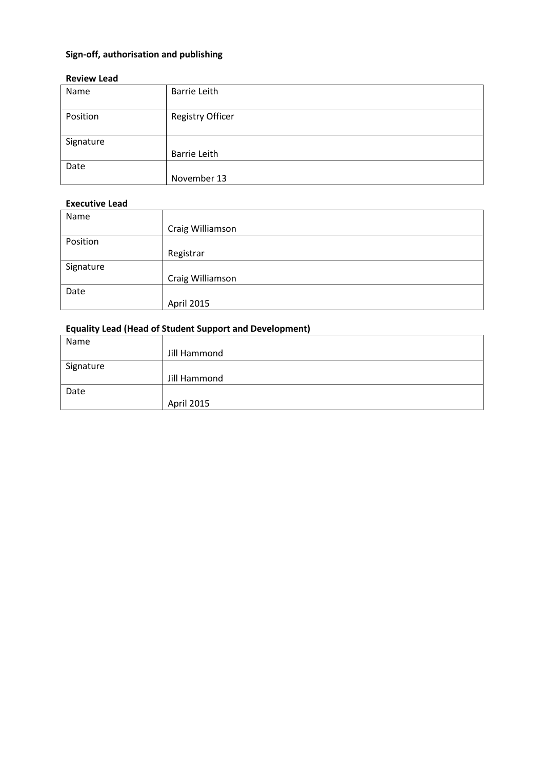**Sign-off, authorisation and publishing**

**Review Lead**

| | |
|---|---|
| Name | Barrie Leith |
| Position | Registry Officer |
| Signature | Barrie Leith |
| Date | November 13 |

**Executive Lead**

| | |
|---|---|
| Name | Craig Williamson |
| Position | Registrar |
| Signature | Craig Williamson |
| Date | April 2015 |

**Equality Lead (Head of Student Support and Development)**

| | |
|---|---|
| Name | Jill Hammond |
| Signature | Jill Hammond |
| Date | April 2015 |